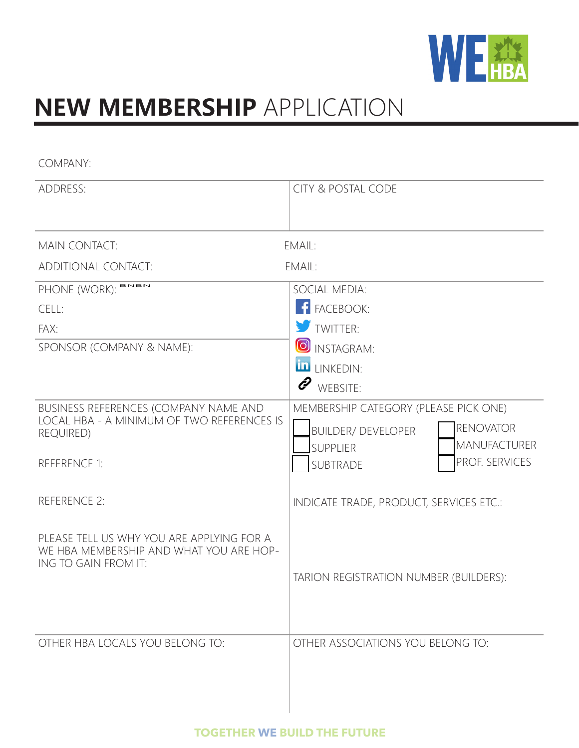# **NEW MEMBERSHIP** APPLICATION

COMPANY:

| ADDRESS: | CITY & POSTAL CODE |
|---|---|
| MAIN CONTACT: | EMAIL: |
| ADDITIONAL CONTACT: | EMAIL: |
| PHONE (WORK): BNBN | SOCIAL MEDIA: |
| CELL: | FACEBOOK: |
| FAX: | TWITTER: |
| SPONSOR (COMPANY & NAME): | INSTAGRAM: |
| | LINKEDIN: |
| | WEBSITE: |
| BUSINESS REFERENCES (COMPANY NAME AND LOCAL HBA - A MINIMUM OF TWO REFERENCES IS REQUIRED) | MEMBERSHIP CATEGORY (PLEASE PICK ONE) |
| | ☐ BUILDER/ DEVELOPER ☐ RENOVATOR |
| | ☐ SUPPLIER ☐ MANUFACTURER |
| REFERENCE 1: | ☐ SUBTRADE ☐ PROF. SERVICES |
| REFERENCE 2: | INDICATE TRADE, PRODUCT, SERVICES ETC.: |
| PLEASE TELL US WHY YOU ARE APPLYING FOR A WE HBA MEMBERSHIP AND WHAT YOU ARE HOPING TO GAIN FROM IT: | TARION REGISTRATION NUMBER (BUILDERS): |
| OTHER HBA LOCALS YOU BELONG TO: | OTHER ASSOCIATIONS YOU BELONG TO: |

TOGETHER WE BUILD THE FUTURE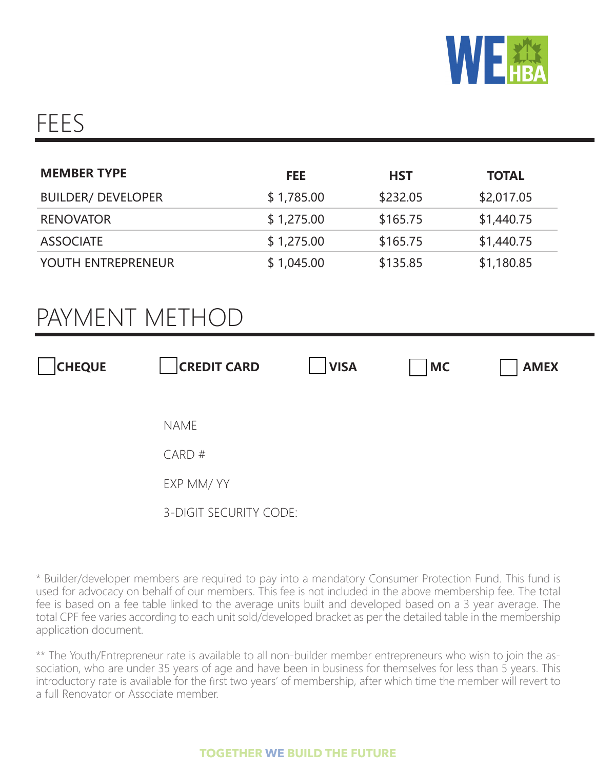# FEES

| MEMBER TYPE | FEE | HST | TOTAL |
|---|---|---|---|
| BUILDER/ DEVELOPER | $ 1,785.00 | $232.05 | $2,017.05 |
| RENOVATOR | $ 1,275.00 | $165.75 | $1,440.75 |
| ASSOCIATE | $ 1,275.00 | $165.75 | $1,440.75 |
| YOUTH ENTREPRENEUR | $ 1,045.00 | $135.85 | $1,180.85 |

# PAYMENT METHOD

☐ **CHEQUE** ☐ **CREDIT CARD** ☐ **VISA** ☐ **MC** ☐ **AMEX**

NAME

CARD #

EXP MM/ YY

3-DIGIT SECURITY CODE:

* Builder/developer members are required to pay into a mandatory Consumer Protection Fund. This fund is used for advocacy on behalf of our members. This fee is not included in the above membership fee. The total fee is based on a fee table linked to the average units built and developed based on a 3 year average. The total CPF fee varies according to each unit sold/developed bracket as per the detailed table in the membership application document.

** The Youth/Entrepreneur rate is available to all non-builder member entrepreneurs who wish to join the association, who are under 35 years of age and have been in business for themselves for less than 5 years. This introductory rate is available for the first two years' of membership, after which time the member will revert to a full Renovator or Associate member.

**TOGETHER WE BUILD THE FUTURE**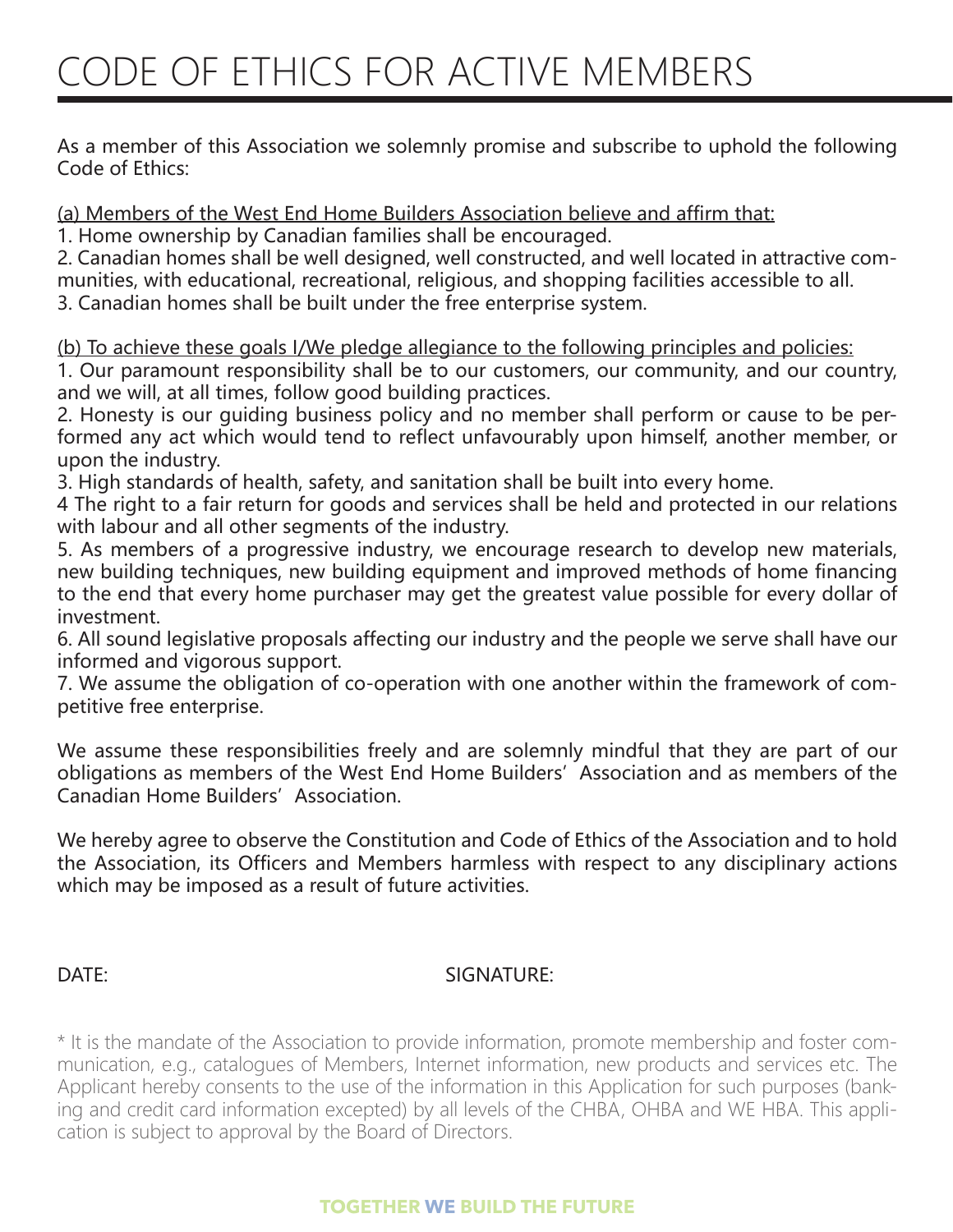# CODE OF ETHICS FOR ACTIVE MEMBERS

As a member of this Association we solemnly promise and subscribe to uphold the following Code of Ethics:

<u>(a) Members of the West End Home Builders Association believe and affirm that:</u>

1. Home ownership by Canadian families shall be encouraged.
2. Canadian homes shall be well designed, well constructed, and well located in attractive communities, with educational, recreational, religious, and shopping facilities accessible to all.
3. Canadian homes shall be built under the free enterprise system.

<u>(b) To achieve these goals I/We pledge allegiance to the following principles and policies:</u>

1. Our paramount responsibility shall be to our customers, our community, and our country, and we will, at all times, follow good building practices.
2. Honesty is our guiding business policy and no member shall perform or cause to be performed any act which would tend to reflect unfavourably upon himself, another member, or upon the industry.
3. High standards of health, safety, and sanitation shall be built into every home.
4 The right to a fair return for goods and services shall be held and protected in our relations with labour and all other segments of the industry.
5. As members of a progressive industry, we encourage research to develop new materials, new building techniques, new building equipment and improved methods of home financing to the end that every home purchaser may get the greatest value possible for every dollar of investment.
6. All sound legislative proposals affecting our industry and the people we serve shall have our informed and vigorous support.
7. We assume the obligation of co-operation with one another within the framework of competitive free enterprise.

We assume these responsibilities freely and are solemnly mindful that they are part of our obligations as members of the West End Home Builders' Association and as members of the Canadian Home Builders' Association.

We hereby agree to observe the Constitution and Code of Ethics of the Association and to hold the Association, its Officers and Members harmless with respect to any disciplinary actions which may be imposed as a result of future activities.

DATE: SIGNATURE:

* It is the mandate of the Association to provide information, promote membership and foster communication, e.g., catalogues of Members, Internet information, new products and services etc. The Applicant hereby consents to the use of the information in this Application for such purposes (banking and credit card information excepted) by all levels of the CHBA, OHBA and WE HBA. This application is subject to approval by the Board of Directors.

**TOGETHER WE BUILD THE FUTURE**